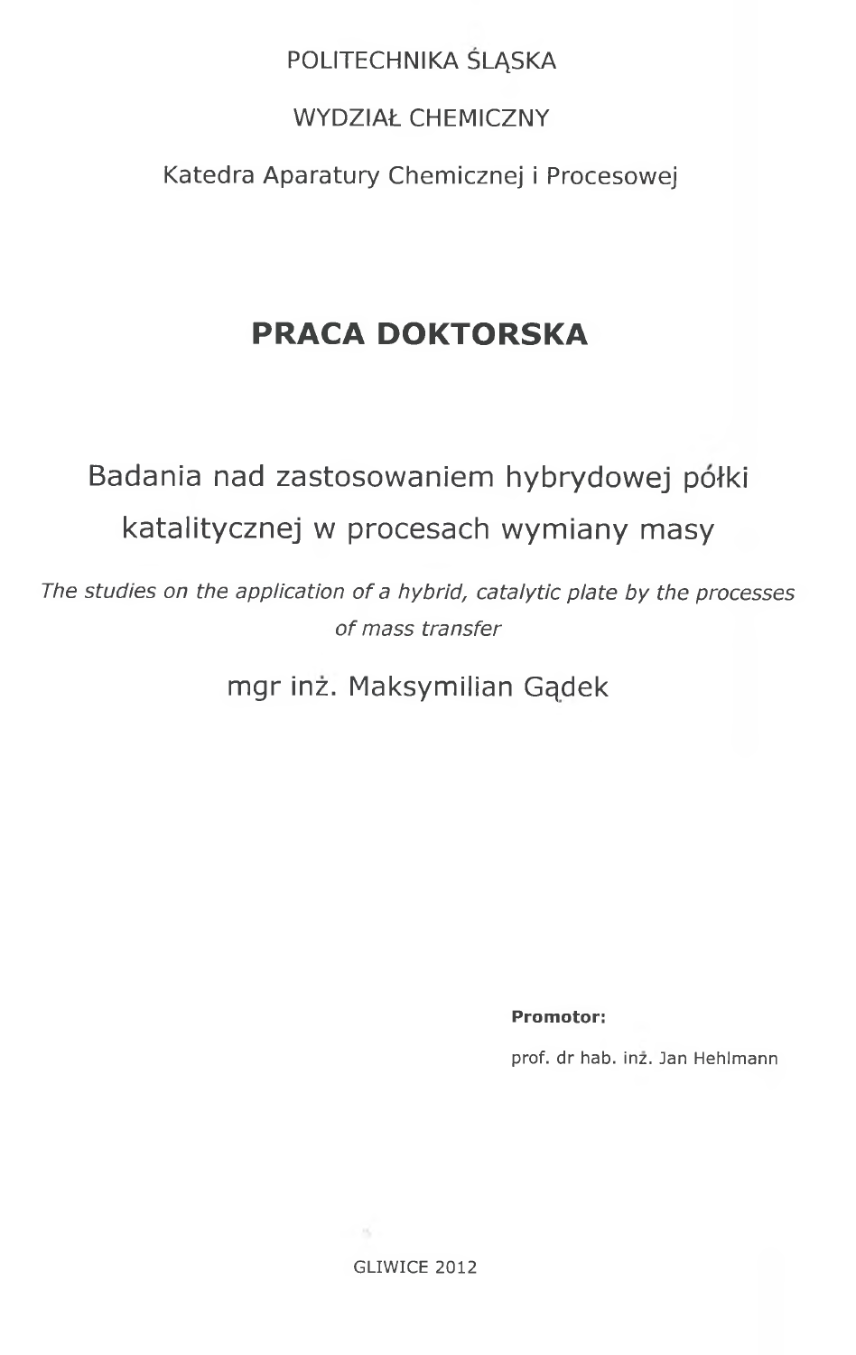POLITECHNIKA ŚLĄSKA

WYDZIAŁ CHEMICZNY

Katedra Aparatury Chemicznej i Procesowej

# PRACA DOKTORSKA

## Badania nad zastosowaniem hybrydowej półki katalitycznej w procesach wymiany masy

*The studies on the application of a hybrid, catalytic plate by the processes of mass transfer*

mgr inż. Maksymilian Gądek

**Promotor:**

prof. dr hab. inż. Jan Hehlmann

GLIWICE 2012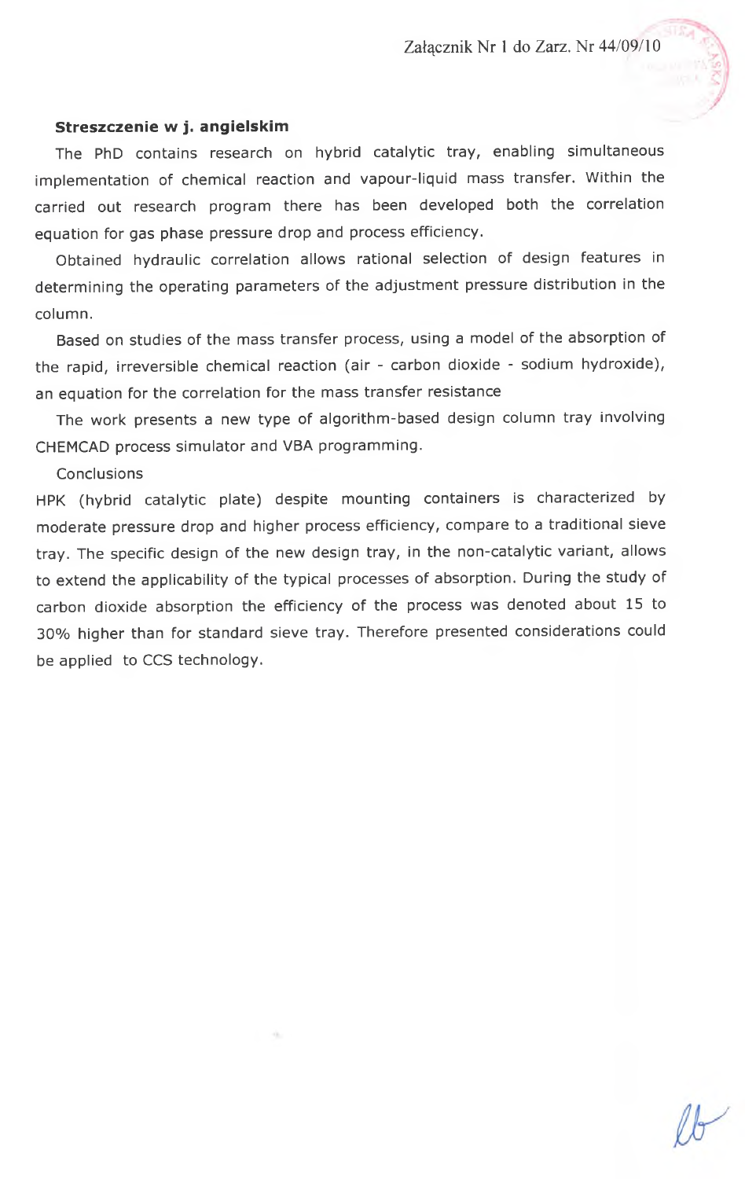Załącznik Nr 1 do Zarz. Nr 44/09/10

**Streszczenie w j. angielskim**

The PhD contains research on hybrid catalytic tray, enabling simultaneous implementation of chemical reaction and vapour-liquid mass transfer. Within the carried out research program there has been developed both the correlation equation for gas phase pressure drop and process efficiency.

Obtained hydraulic correlation allows rational selection of design features in determining the operating parameters of the adjustment pressure distribution in the column.

Based on studies of the mass transfer process, using a model of the absorption of the rapid, irreversible chemical reaction (air - carbon dioxide - sodium hydroxide), an equation for the correlation for the mass transfer resistance

The work presents a new type of algorithm-based design column tray involving CHEMCAD process simulator and VBA programming.

Conclusions

HPK (hybrid catalytic plate) despite mounting containers is characterized by moderate pressure drop and higher process efficiency, compare to a traditional sieve tray. The specific design of the new design tray, in the non-catalytic variant, allows to extend the applicability of the typical processes of absorption. During the study of carbon dioxide absorption the efficiency of the process was denoted about 15 to 30% higher than for standard sieve tray. Therefore presented considerations could be applied to CCS technology.